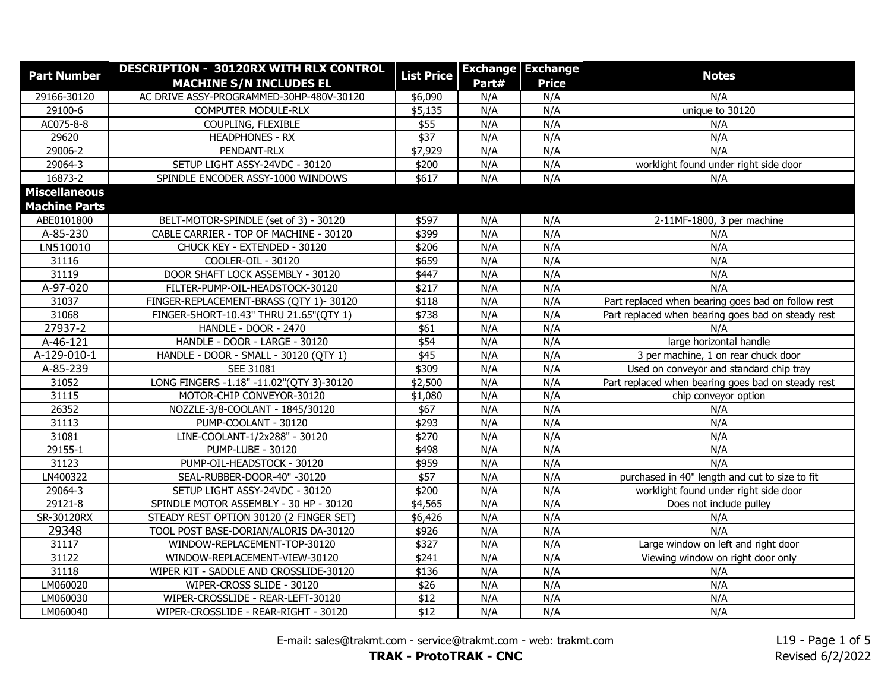| Part Number | DESCRIPTION - 30120RX WITH RLX CONTROL MACHINE S/N INCLUDES EL | List Price | Exchange Part# | Exchange Price | Notes |
|---|---|---|---|---|---|
| 29166-30120 | AC DRIVE ASSY-PROGRAMMED-30HP-480V-30120 | $6,090 | N/A | N/A | N/A |
| 29100-6 | COMPUTER MODULE-RLX | $5,135 | N/A | N/A | unique to 30120 |
| AC075-8-8 | COUPLING, FLEXIBLE | $55 | N/A | N/A | N/A |
| 29620 | HEADPHONES - RX | $37 | N/A | N/A | N/A |
| 29006-2 | PENDANT-RLX | $7,929 | N/A | N/A | N/A |
| 29064-3 | SETUP LIGHT ASSY-24VDC - 30120 | $200 | N/A | N/A | worklight found under right side door |
| 16873-2 | SPINDLE ENCODER ASSY-1000 WINDOWS | $617 | N/A | N/A | N/A |
| **Miscellaneous Machine Parts** | | | | | |
| ABE0101800 | BELT-MOTOR-SPINDLE (set of 3) - 30120 | $597 | N/A | N/A | 2-11MF-1800, 3 per machine |
| A-85-230 | CABLE CARRIER - TOP OF MACHINE - 30120 | $399 | N/A | N/A | N/A |
| LN510010 | CHUCK KEY - EXTENDED - 30120 | $206 | N/A | N/A | N/A |
| 31116 | COOLER-OIL - 30120 | $659 | N/A | N/A | N/A |
| 31119 | DOOR SHAFT LOCK ASSEMBLY - 30120 | $447 | N/A | N/A | N/A |
| A-97-020 | FILTER-PUMP-OIL-HEADSTOCK-30120 | $217 | N/A | N/A | N/A |
| 31037 | FINGER-REPLACEMENT-BRASS (QTY 1)- 30120 | $118 | N/A | N/A | Part replaced when bearing goes bad on follow rest |
| 31068 | FINGER-SHORT-10.43" THRU 21.65"(QTY 1) | $738 | N/A | N/A | Part replaced when bearing goes bad on steady rest |
| 27937-2 | HANDLE - DOOR - 2470 | $61 | N/A | N/A | N/A |
| A-46-121 | HANDLE - DOOR - LARGE - 30120 | $54 | N/A | N/A | large horizontal handle |
| A-129-010-1 | HANDLE - DOOR - SMALL - 30120 (QTY 1) | $45 | N/A | N/A | 3 per machine, 1 on rear chuck door |
| A-85-239 | SEE 31081 | $309 | N/A | N/A | Used on conveyor and standard chip tray |
| 31052 | LONG FINGERS -1.18" -11.02"(QTY 3)-30120 | $2,500 | N/A | N/A | Part replaced when bearing goes bad on steady rest |
| 31115 | MOTOR-CHIP CONVEYOR-30120 | $1,080 | N/A | N/A | chip conveyor option |
| 26352 | NOZZLE-3/8-COOLANT - 1845/30120 | $67 | N/A | N/A | N/A |
| 31113 | PUMP-COOLANT - 30120 | $293 | N/A | N/A | N/A |
| 31081 | LINE-COOLANT-1/2x288" - 30120 | $270 | N/A | N/A | N/A |
| 29155-1 | PUMP-LUBE - 30120 | $498 | N/A | N/A | N/A |
| 31123 | PUMP-OIL-HEADSTOCK - 30120 | $959 | N/A | N/A | N/A |
| LN400322 | SEAL-RUBBER-DOOR-40" -30120 | $57 | N/A | N/A | purchased in 40" length and cut to size to fit |
| 29064-3 | SETUP LIGHT ASSY-24VDC - 30120 | $200 | N/A | N/A | worklight found under right side door |
| 29121-8 | SPINDLE MOTOR ASSEMBLY - 30 HP - 30120 | $4,565 | N/A | N/A | Does not include pulley |
| SR-30120RX | STEADY REST OPTION 30120 (2 FINGER SET) | $6,426 | N/A | N/A | N/A |
| 29348 | TOOL POST BASE-DORIAN/ALORIS DA-30120 | $926 | N/A | N/A | N/A |
| 31117 | WINDOW-REPLACEMENT-TOP-30120 | $327 | N/A | N/A | Large window on left and right door |
| 31122 | WINDOW-REPLACEMENT-VIEW-30120 | $241 | N/A | N/A | Viewing window on right door only |
| 31118 | WIPER KIT - SADDLE AND CROSSLIDE-30120 | $136 | N/A | N/A | N/A |
| LM060020 | WIPER-CROSS SLIDE - 30120 | $26 | N/A | N/A | N/A |
| LM060030 | WIPER-CROSSLIDE - REAR-LEFT-30120 | $12 | N/A | N/A | N/A |
| LM060040 | WIPER-CROSSLIDE - REAR-RIGHT - 30120 | $12 | N/A | N/A | N/A |

E-mail: sales@trakmt.com - service@trakmt.com - web: trakmt.com

**TRAK - ProtoTRAK - CNC**

Revised 6/2/2022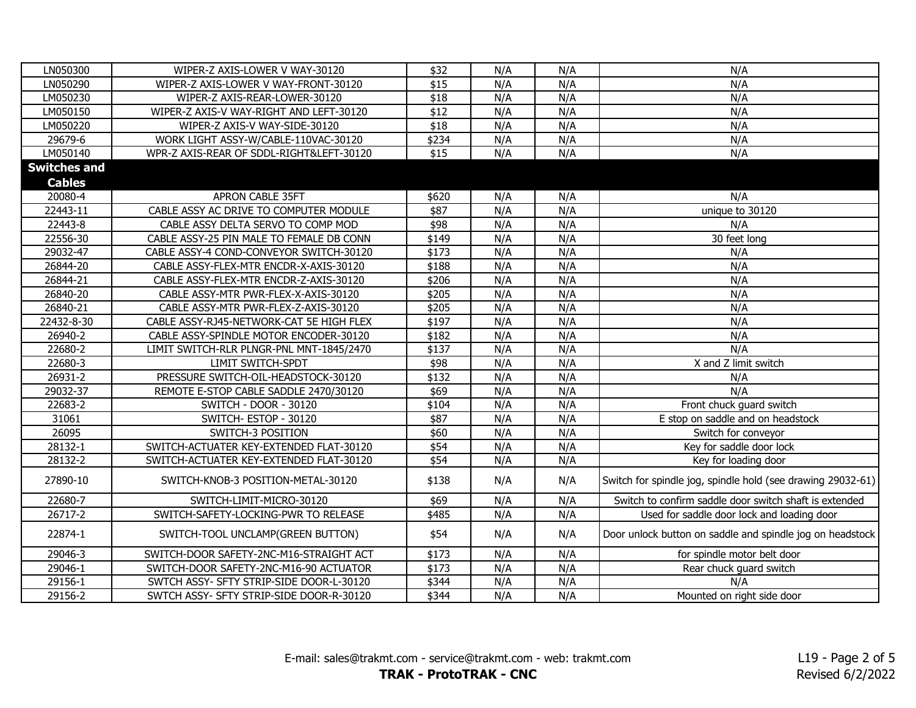| | | | | | |
|---|---|---|---|---|---|
| LN050300 | WIPER-Z AXIS-LOWER V WAY-30120 | $32 | N/A | N/A | N/A |
| LN050290 | WIPER-Z AXIS-LOWER V WAY-FRONT-30120 | $15 | N/A | N/A | N/A |
| LM050230 | WIPER-Z AXIS-REAR-LOWER-30120 | $18 | N/A | N/A | N/A |
| LM050150 | WIPER-Z AXIS-V WAY-RIGHT AND LEFT-30120 | $12 | N/A | N/A | N/A |
| LM050220 | WIPER-Z AXIS-V WAY-SIDE-30120 | $18 | N/A | N/A | N/A |
| 29679-6 | WORK LIGHT ASSY-W/CABLE-110VAC-30120 | $234 | N/A | N/A | N/A |
| LM050140 | WPR-Z AXIS-REAR OF SDDL-RIGHT&LEFT-30120 | $15 | N/A | N/A | N/A |
| **Switches and Cables** | | | | | |
| 20080-4 | APRON CABLE 35FT | $620 | N/A | N/A | N/A |
| 22443-11 | CABLE ASSY AC DRIVE TO COMPUTER MODULE | $87 | N/A | N/A | unique to 30120 |
| 22443-8 | CABLE ASSY DELTA SERVO TO COMP MOD | $98 | N/A | N/A | N/A |
| 22556-30 | CABLE ASSY-25 PIN MALE TO FEMALE DB CONN | $149 | N/A | N/A | 30 feet long |
| 29032-47 | CABLE ASSY-4 COND-CONVEYOR SWITCH-30120 | $173 | N/A | N/A | N/A |
| 26844-20 | CABLE ASSY-FLEX-MTR ENCDR-X-AXIS-30120 | $188 | N/A | N/A | N/A |
| 26844-21 | CABLE ASSY-FLEX-MTR ENCDR-Z-AXIS-30120 | $206 | N/A | N/A | N/A |
| 26840-20 | CABLE ASSY-MTR PWR-FLEX-X-AXIS-30120 | $205 | N/A | N/A | N/A |
| 26840-21 | CABLE ASSY-MTR PWR-FLEX-Z-AXIS-30120 | $205 | N/A | N/A | N/A |
| 22432-8-30 | CABLE ASSY-RJ45-NETWORK-CAT 5E HIGH FLEX | $197 | N/A | N/A | N/A |
| 26940-2 | CABLE ASSY-SPINDLE MOTOR ENCODER-30120 | $182 | N/A | N/A | N/A |
| 22680-2 | LIMIT SWITCH-RLR PLNGR-PNL MNT-1845/2470 | $137 | N/A | N/A | N/A |
| 22680-3 | LIMIT SWITCH-SPDT | $98 | N/A | N/A | X and Z limit switch |
| 26931-2 | PRESSURE SWITCH-OIL-HEADSTOCK-30120 | $132 | N/A | N/A | N/A |
| 29032-37 | REMOTE E-STOP CABLE SADDLE 2470/30120 | $69 | N/A | N/A | N/A |
| 22683-2 | SWITCH - DOOR - 30120 | $104 | N/A | N/A | Front chuck guard switch |
| 31061 | SWITCH- ESTOP - 30120 | $87 | N/A | N/A | E stop on saddle and on headstock |
| 26095 | SWITCH-3 POSITION | $60 | N/A | N/A | Switch for conveyor |
| 28132-1 | SWITCH-ACTUATER KEY-EXTENDED FLAT-30120 | $54 | N/A | N/A | Key for saddle door lock |
| 28132-2 | SWITCH-ACTUATER KEY-EXTENDED FLAT-30120 | $54 | N/A | N/A | Key for loading door |
| 27890-10 | SWITCH-KNOB-3 POSITION-METAL-30120 | $138 | N/A | N/A | Switch for spindle jog, spindle hold (see drawing 29032-61) |
| 22680-7 | SWITCH-LIMIT-MICRO-30120 | $69 | N/A | N/A | Switch to confirm saddle door switch shaft is extended |
| 26717-2 | SWITCH-SAFETY-LOCKING-PWR TO RELEASE | $485 | N/A | N/A | Used for saddle door lock and loading door |
| 22874-1 | SWITCH-TOOL UNCLAMP(GREEN BUTTON) | $54 | N/A | N/A | Door unlock button on saddle and spindle jog on headstock |
| 29046-3 | SWITCH-DOOR SAFETY-2NC-M16-STRAIGHT ACT | $173 | N/A | N/A | for spindle motor belt door |
| 29046-1 | SWITCH-DOOR SAFETY-2NC-M16-90 ACTUATOR | $173 | N/A | N/A | Rear chuck guard switch |
| 29156-1 | SWTCH ASSY- SFTY STRIP-SIDE DOOR-L-30120 | $344 | N/A | N/A | N/A |
| 29156-2 | SWTCH ASSY- SFTY STRIP-SIDE DOOR-R-30120 | $344 | N/A | N/A | Mounted on right side door |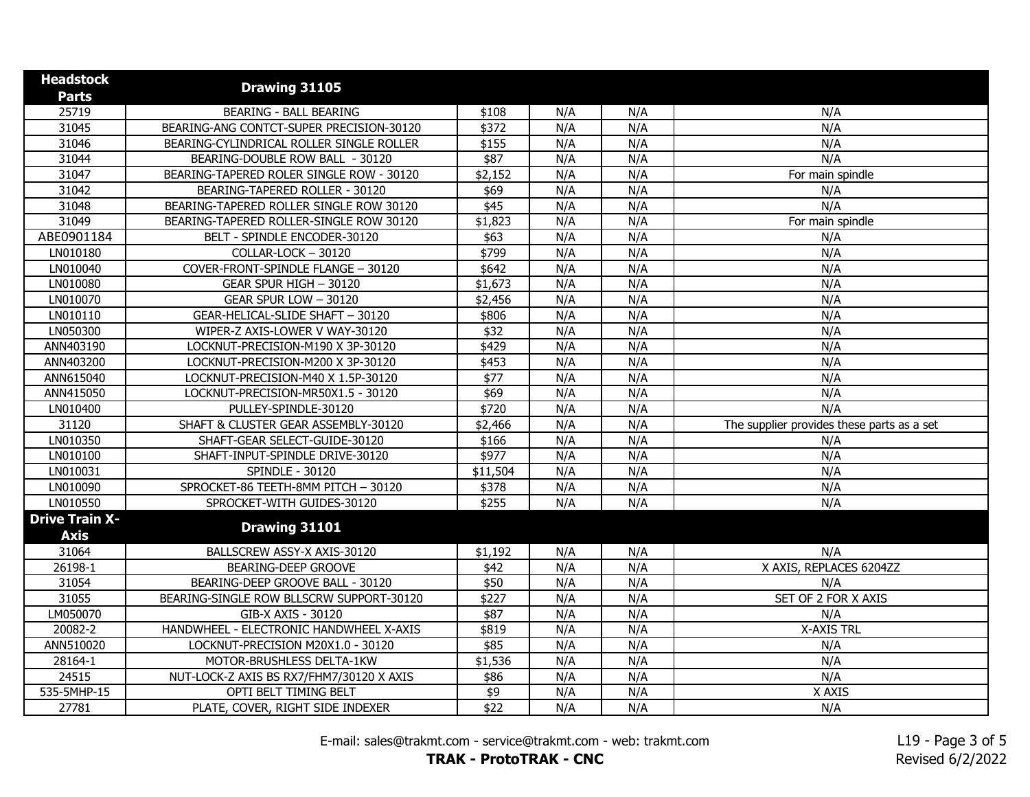| Headstock Parts | Drawing 31105 | | | | |
|---|---|---|---|---|---|
| 25719 | BEARING - BALL BEARING | $108 | N/A | N/A | N/A |
| 31045 | BEARING-ANG CONTCT-SUPER PRECISION-30120 | $372 | N/A | N/A | N/A |
| 31046 | BEARING-CYLINDRICAL ROLLER SINGLE ROLLER | $155 | N/A | N/A | N/A |
| 31044 | BEARING-DOUBLE ROW BALL - 30120 | $87 | N/A | N/A | N/A |
| 31047 | BEARING-TAPERED ROLER SINGLE ROW - 30120 | $2,152 | N/A | N/A | For main spindle |
| 31042 | BEARING-TAPERED ROLLER - 30120 | $69 | N/A | N/A | N/A |
| 31048 | BEARING-TAPERED ROLLER SINGLE ROW 30120 | $45 | N/A | N/A | N/A |
| 31049 | BEARING-TAPERED ROLLER-SINGLE ROW 30120 | $1,823 | N/A | N/A | For main spindle |
| ABE0901184 | BELT - SPINDLE ENCODER-30120 | $63 | N/A | N/A | N/A |
| LN010180 | COLLAR-LOCK – 30120 | $799 | N/A | N/A | N/A |
| LN010040 | COVER-FRONT-SPINDLE FLANGE – 30120 | $642 | N/A | N/A | N/A |
| LN010080 | GEAR SPUR HIGH – 30120 | $1,673 | N/A | N/A | N/A |
| LN010070 | GEAR SPUR LOW – 30120 | $2,456 | N/A | N/A | N/A |
| LN010110 | GEAR-HELICAL-SLIDE SHAFT – 30120 | $806 | N/A | N/A | N/A |
| LN050300 | WIPER-Z AXIS-LOWER V WAY-30120 | $32 | N/A | N/A | N/A |
| ANN403190 | LOCKNUT-PRECISION-M190 X 3P-30120 | $429 | N/A | N/A | N/A |
| ANN403200 | LOCKNUT-PRECISION-M200 X 3P-30120 | $453 | N/A | N/A | N/A |
| ANN615040 | LOCKNUT-PRECISION-M40 X 1.5P-30120 | $77 | N/A | N/A | N/A |
| ANN415050 | LOCKNUT-PRECISION-MR50X1.5 - 30120 | $69 | N/A | N/A | N/A |
| LN010400 | PULLEY-SPINDLE-30120 | $720 | N/A | N/A | N/A |
| 31120 | SHAFT & CLUSTER GEAR ASSEMBLY-30120 | $2,466 | N/A | N/A | The supplier provides these parts as a set |
| LN010350 | SHAFT-GEAR SELECT-GUIDE-30120 | $166 | N/A | N/A | N/A |
| LN010100 | SHAFT-INPUT-SPINDLE DRIVE-30120 | $977 | N/A | N/A | N/A |
| LN010031 | SPINDLE - 30120 | $11,504 | N/A | N/A | N/A |
| LN010090 | SPROCKET-86 TEETH-8MM PITCH – 30120 | $378 | N/A | N/A | N/A |
| LN010550 | SPROCKET-WITH GUIDES-30120 | $255 | N/A | N/A | N/A |
| **Drive Train X-Axis** | **Drawing 31101** | | | | |
| 31064 | BALLSCREW ASSY-X AXIS-30120 | $1,192 | N/A | N/A | N/A |
| 26198-1 | BEARING-DEEP GROOVE | $42 | N/A | N/A | X AXIS, REPLACES 6204ZZ |
| 31054 | BEARING-DEEP GROOVE BALL - 30120 | $50 | N/A | N/A | N/A |
| 31055 | BEARING-SINGLE ROW BLLSCRW SUPPORT-30120 | $227 | N/A | N/A | SET OF 2 FOR X AXIS |
| LM050070 | GIB-X AXIS - 30120 | $87 | N/A | N/A | N/A |
| 20082-2 | HANDWHEEL - ELECTRONIC HANDWHEEL X-AXIS | $819 | N/A | N/A | X-AXIS TRL |
| ANN510020 | LOCKNUT-PRECISION M20X1.0 - 30120 | $85 | N/A | N/A | N/A |
| 28164-1 | MOTOR-BRUSHLESS DELTA-1KW | $1,536 | N/A | N/A | N/A |
| 24515 | NUT-LOCK-Z AXIS BS RX7/FHM7/30120 X AXIS | $86 | N/A | N/A | N/A |
| 535-5MHP-15 | OPTI BELT TIMING BELT | $9 | N/A | N/A | X AXIS |
| 27781 | PLATE, COVER, RIGHT SIDE INDEXER | $22 | N/A | N/A | N/A |

E-mail: sales@trakmt.com - service@trakmt.com - web: trakmt.com

**TRAK - ProtoTRAK - CNC**

L19 - Page 3 of 5
Revised 6/2/2022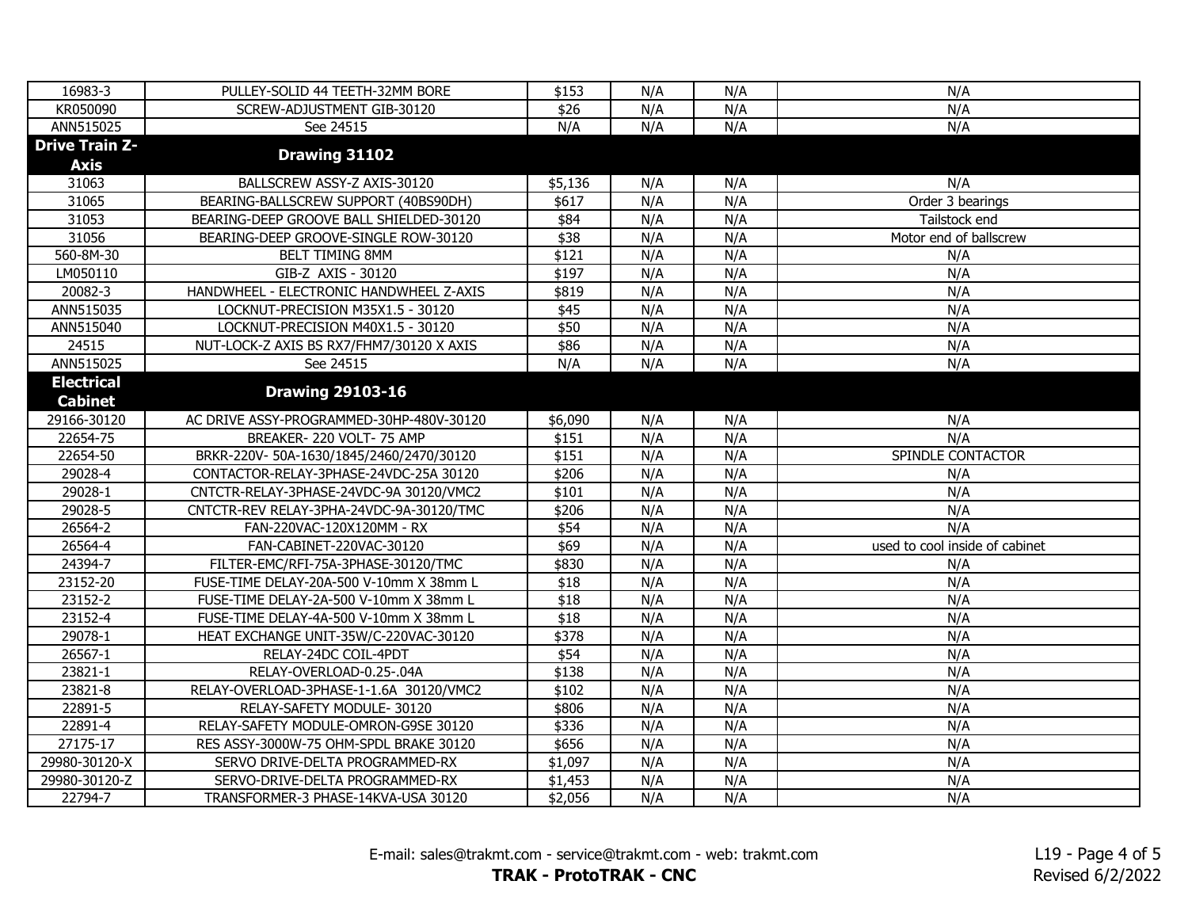| | | | | | |
|---|---|---|---|---|---|
| 16983-3 | PULLEY-SOLID 44 TEETH-32MM BORE | $153 | N/A | N/A | N/A |
| KR050090 | SCREW-ADJUSTMENT GIB-30120 | $26 | N/A | N/A | N/A |
| ANN515025 | See 24515 | N/A | N/A | N/A | N/A |
| **Drive Train Z-Axis** | **Drawing 31102** | | | | |
| 31063 | BALLSCREW ASSY-Z AXIS-30120 | $5,136 | N/A | N/A | N/A |
| 31065 | BEARING-BALLSCREW SUPPORT (40BS90DH) | $617 | N/A | N/A | Order 3 bearings |
| 31053 | BEARING-DEEP GROOVE BALL SHIELDED-30120 | $84 | N/A | N/A | Tailstock end |
| 31056 | BEARING-DEEP GROOVE-SINGLE ROW-30120 | $38 | N/A | N/A | Motor end of ballscrew |
| 560-8M-30 | BELT TIMING 8MM | $121 | N/A | N/A | N/A |
| LM050110 | GIB-Z AXIS - 30120 | $197 | N/A | N/A | N/A |
| 20082-3 | HANDWHEEL - ELECTRONIC HANDWHEEL Z-AXIS | $819 | N/A | N/A | N/A |
| ANN515035 | LOCKNUT-PRECISION M35X1.5 - 30120 | $45 | N/A | N/A | N/A |
| ANN515040 | LOCKNUT-PRECISION M40X1.5 - 30120 | $50 | N/A | N/A | N/A |
| 24515 | NUT-LOCK-Z AXIS BS RX7/FHM7/30120 X AXIS | $86 | N/A | N/A | N/A |
| ANN515025 | See 24515 | N/A | N/A | N/A | N/A |
| **Electrical Cabinet** | **Drawing 29103-16** | | | | |
| 29166-30120 | AC DRIVE ASSY-PROGRAMMED-30HP-480V-30120 | $6,090 | N/A | N/A | N/A |
| 22654-75 | BREAKER- 220 VOLT- 75 AMP | $151 | N/A | N/A | N/A |
| 22654-50 | BRKR-220V- 50A-1630/1845/2460/2470/30120 | $151 | N/A | N/A | SPINDLE CONTACTOR |
| 29028-4 | CONTACTOR-RELAY-3PHASE-24VDC-25A 30120 | $206 | N/A | N/A | N/A |
| 29028-1 | CNTCTR-RELAY-3PHASE-24VDC-9A 30120/VMC2 | $101 | N/A | N/A | N/A |
| 29028-5 | CNTCTR-REV RELAY-3PHA-24VDC-9A-30120/TMC | $206 | N/A | N/A | N/A |
| 26564-2 | FAN-220VAC-120X120MM - RX | $54 | N/A | N/A | N/A |
| 26564-4 | FAN-CABINET-220VAC-30120 | $69 | N/A | N/A | used to cool inside of cabinet |
| 24394-7 | FILTER-EMC/RFI-75A-3PHASE-30120/TMC | $830 | N/A | N/A | N/A |
| 23152-20 | FUSE-TIME DELAY-20A-500 V-10mm X 38mm L | $18 | N/A | N/A | N/A |
| 23152-2 | FUSE-TIME DELAY-2A-500 V-10mm X 38mm L | $18 | N/A | N/A | N/A |
| 23152-4 | FUSE-TIME DELAY-4A-500 V-10mm X 38mm L | $18 | N/A | N/A | N/A |
| 29078-1 | HEAT EXCHANGE UNIT-35W/C-220VAC-30120 | $378 | N/A | N/A | N/A |
| 26567-1 | RELAY-24DC COIL-4PDT | $54 | N/A | N/A | N/A |
| 23821-1 | RELAY-OVERLOAD-0.25-.04A | $138 | N/A | N/A | N/A |
| 23821-8 | RELAY-OVERLOAD-3PHASE-1-1.6A 30120/VMC2 | $102 | N/A | N/A | N/A |
| 22891-5 | RELAY-SAFETY MODULE- 30120 | $806 | N/A | N/A | N/A |
| 22891-4 | RELAY-SAFETY MODULE-OMRON-G9SE 30120 | $336 | N/A | N/A | N/A |
| 27175-17 | RES ASSY-3000W-75 OHM-SPDL BRAKE 30120 | $656 | N/A | N/A | N/A |
| 29980-30120-X | SERVO DRIVE-DELTA PROGRAMMED-RX | $1,097 | N/A | N/A | N/A |
| 29980-30120-Z | SERVO-DRIVE-DELTA PROGRAMMED-RX | $1,453 | N/A | N/A | N/A |
| 22794-7 | TRANSFORMER-3 PHASE-14KVA-USA 30120 | $2,056 | N/A | N/A | N/A |

E-mail: sales@trakmt.com - service@trakmt.com - web: trakmt.com

**TRAK - ProtoTRAK - CNC**

Revised 6/2/2022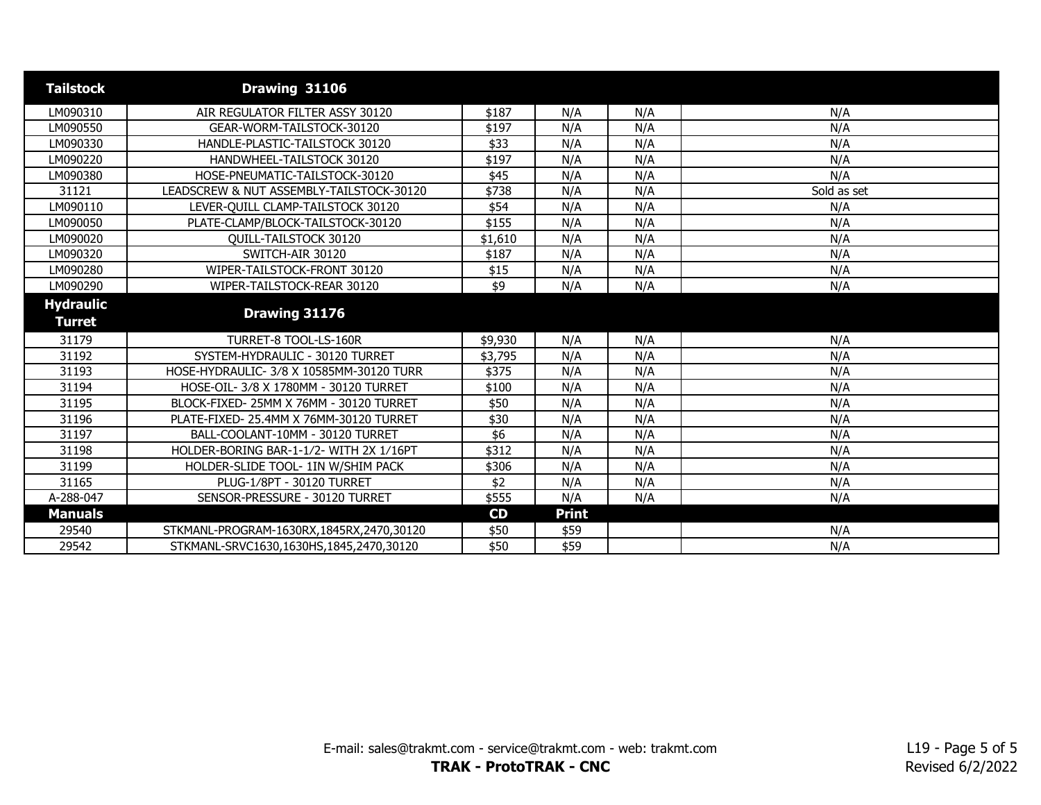| Tailstock | Drawing 31106 | | | | |
|---|---|---|---|---|---|
| LM090310 | AIR REGULATOR FILTER ASSY 30120 | $187 | N/A | N/A | N/A |
| LM090550 | GEAR-WORM-TAILSTOCK-30120 | $197 | N/A | N/A | N/A |
| LM090330 | HANDLE-PLASTIC-TAILSTOCK 30120 | $33 | N/A | N/A | N/A |
| LM090220 | HANDWHEEL-TAILSTOCK 30120 | $197 | N/A | N/A | N/A |
| LM090380 | HOSE-PNEUMATIC-TAILSTOCK-30120 | $45 | N/A | N/A | N/A |
| 31121 | LEADSCREW & NUT ASSEMBLY-TAILSTOCK-30120 | $738 | N/A | N/A | Sold as set |
| LM090110 | LEVER-QUILL CLAMP-TAILSTOCK 30120 | $54 | N/A | N/A | N/A |
| LM090050 | PLATE-CLAMP/BLOCK-TAILSTOCK-30120 | $155 | N/A | N/A | N/A |
| LM090020 | QUILL-TAILSTOCK 30120 | $1,610 | N/A | N/A | N/A |
| LM090320 | SWITCH-AIR 30120 | $187 | N/A | N/A | N/A |
| LM090280 | WIPER-TAILSTOCK-FRONT 30120 | $15 | N/A | N/A | N/A |
| LM090290 | WIPER-TAILSTOCK-REAR 30120 | $9 | N/A | N/A | N/A |
| **Hydraulic Turret** | **Drawing 31176** | | | | |
| 31179 | TURRET-8 TOOL-LS-160R | $9,930 | N/A | N/A | N/A |
| 31192 | SYSTEM-HYDRAULIC - 30120 TURRET | $3,795 | N/A | N/A | N/A |
| 31193 | HOSE-HYDRAULIC- 3/8 X 10585MM-30120 TURR | $375 | N/A | N/A | N/A |
| 31194 | HOSE-OIL- 3/8 X 1780MM - 30120 TURRET | $100 | N/A | N/A | N/A |
| 31195 | BLOCK-FIXED- 25MM X 76MM - 30120 TURRET | $50 | N/A | N/A | N/A |
| 31196 | PLATE-FIXED- 25.4MM X 76MM-30120 TURRET | $30 | N/A | N/A | N/A |
| 31197 | BALL-COOLANT-10MM - 30120 TURRET | $6 | N/A | N/A | N/A |
| 31198 | HOLDER-BORING BAR-1-1/2- WITH 2X 1/16PT | $312 | N/A | N/A | N/A |
| 31199 | HOLDER-SLIDE TOOL- 1IN W/SHIM PACK | $306 | N/A | N/A | N/A |
| 31165 | PLUG-1/8PT - 30120 TURRET | $2 | N/A | N/A | N/A |
| A-288-047 | SENSOR-PRESSURE - 30120 TURRET | $555 | N/A | N/A | N/A |
| **Manuals** | | **CD** | **Print** | | |
| 29540 | STKMANL-PROGRAM-1630RX,1845RX,2470,30120 | $50 | $59 | | N/A |
| 29542 | STKMANL-SRVC1630,1630HS,1845,2470,30120 | $50 | $59 | | N/A |

E-mail: sales@trakmt.com - service@trakmt.com - web: trakmt.com

**TRAK - ProtoTRAK - CNC**

Revised 6/2/2022